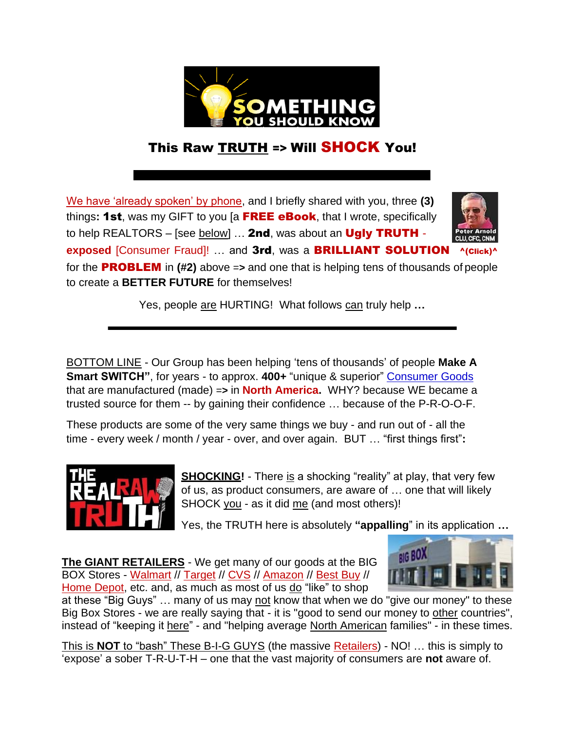# SOMETHING YOU SHOULD KNOW

## This Raw TRUTH => Will SHOCK You!

---

We have 'already spoken' by phone, and I briefly shared with you, three **(3)** things**: 1st**, was my GIFT to you [a **FREE eBook**, that I wrote, specifically to help REALTORS – [see below] … **2nd**, was about an **Ugly TRUTH - exposed** [Consumer Fraud]! … and **3rd**, was a **BRILLIANT SOLUTION ^(Click)^** for the **PROBLEM** in **(#2)** above =**>** and one that is helping tens of thousands of people to create a **BETTER FUTURE** for themselves!

Peter Arnold CLU, CFC, CNM

Yes, people are HURTING! What follows can truly help **…**

---

BOTTOM LINE - Our Group has been helping 'tens of thousands' of people **Make A Smart SWITCH"**, for years - to approx. **400+** "unique & superior" Consumer Goods that are manufactured (made) =**>** in **North America.** WHY? because WE became a trusted source for them -- by gaining their confidence … because of the P-R-O-O-F.

These products are some of the very same things we buy - and run out of - all the time - every week / month / year - over, and over again. BUT … "first things first"**:**

THE REAL RAW TRUTH

**SHOCKING!** - There is a shocking "reality" at play, that very few of us, as product consumers, are aware of … one that will likely SHOCK you - as it did me (and most others)!

Yes, the TRUTH here is absolutely **"appalling**" in its application **…**

**The GIANT RETAILERS** - We get many of our goods at the BIG BOX Stores - Walmart // Target // CVS // Amazon // Best Buy // Home Depot, etc. and, as much as most of us do "like" to shop at these "Big Guys" … many of us may not know that when we do "give our money" to these Big Box Stores - we are really saying that - it is "good to send our money to other countries", instead of "keeping it here" - and "helping average North American families" - in these times.

This is **NOT** to "bash" These B-I-G GUYS (the massive Retailers) - NO! … this is simply to 'expose' a sober T-R-U-T-H – one that the vast majority of consumers are **not** aware of.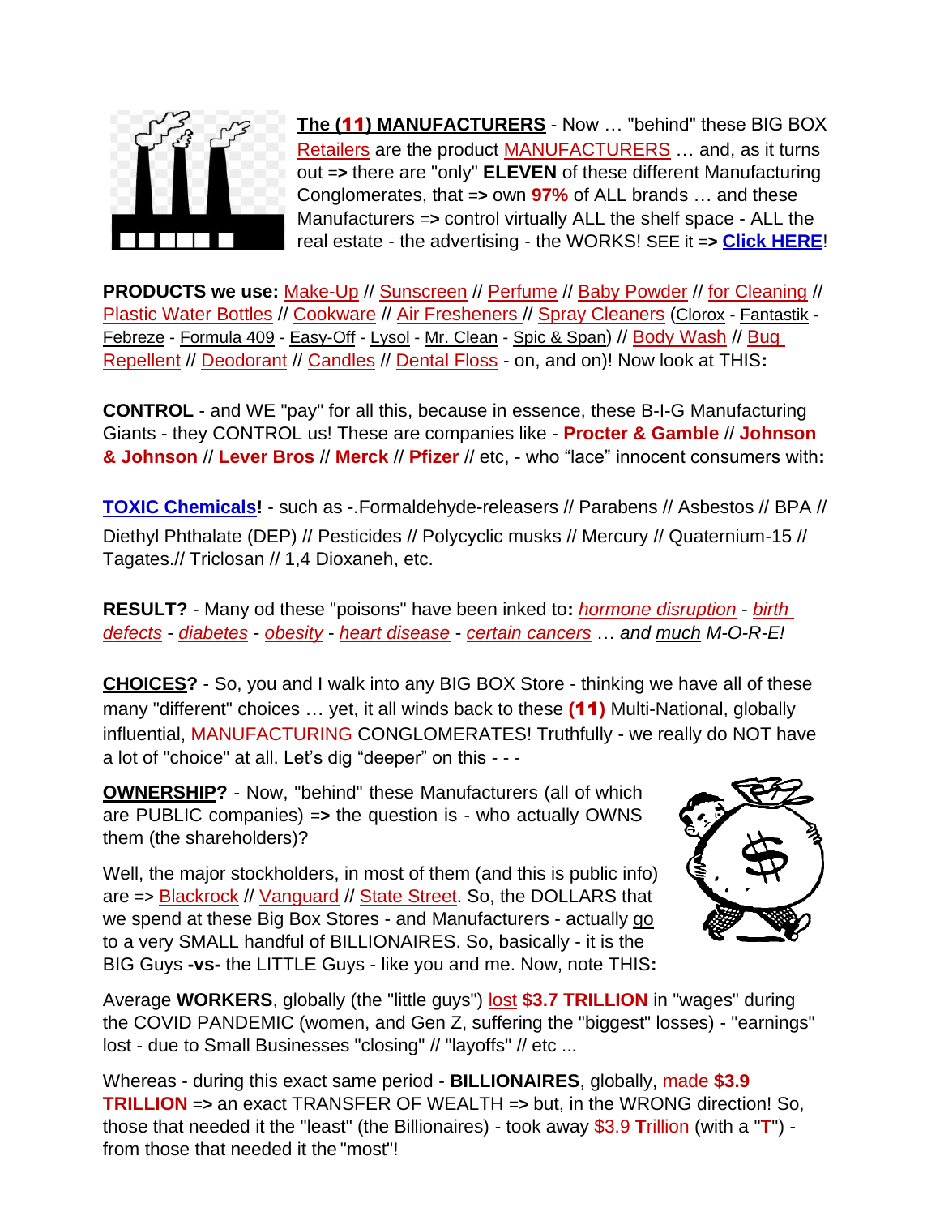**The (11) MANUFACTURERS** - Now … "behind" these BIG BOX Retailers are the product MANUFACTURERS … and, as it turns out => there are "only" **ELEVEN** of these different Manufacturing Conglomerates, that => own **97%** of ALL brands … and these Manufacturers => control virtually ALL the shelf space - ALL the real estate - the advertising - the WORKS! SEE it => **Click HERE**!

**PRODUCTS we use:** Make-Up // Sunscreen // Perfume // Baby Powder // for Cleaning // Plastic Water Bottles // Cookware // Air Fresheners // Spray Cleaners (Clorox - Fantastik - Febreze - Formula 409 - Easy-Off - Lysol - Mr. Clean - Spic & Span) // Body Wash // Bug Repellent // Deodorant // Candles // Dental Floss - on, and on)! Now look at THIS**:**

**CONTROL** - and WE "pay" for all this, because in essence, these B-I-G Manufacturing Giants - they CONTROL us! These are companies like - **Procter & Gamble** // **Johnson & Johnson** // **Lever Bros** // **Merck** // **Pfizer** // etc, - who "lace" innocent consumers with**:**

**TOXIC Chemicals!** - such as -.Formaldehyde-releasers // Parabens // Asbestos // BPA // Diethyl Phthalate (DEP) // Pesticides // Polycyclic musks // Mercury // Quaternium-15 // Tagates.// Triclosan // 1,4 Dioxaneh, etc.

**RESULT?** - Many od these "poisons" have been inked to**:** *hormone disruption* - *birth defects* - *diabetes* - *obesity* - *heart disease* - *certain cancers* … *and much M-O-R-E!*

**CHOICES?** - So, you and I walk into any BIG BOX Store - thinking we have all of these many "different" choices … yet, it all winds back to these **(11)** Multi-National, globally influential, MANUFACTURING CONGLOMERATES! Truthfully - we really do NOT have a lot of "choice" at all. Let's dig "deeper" on this - - -

**OWNERSHIP?** - Now, "behind" these Manufacturers (all of which are PUBLIC companies) => the question is - who actually OWNS them (the shareholders)?

Well, the major stockholders, in most of them (and this is public info) are => Blackrock // Vanguard // State Street. So, the DOLLARS that we spend at these Big Box Stores - and Manufacturers - actually go to a very SMALL handful of BILLIONAIRES. So, basically - it is the BIG Guys **-vs-** the LITTLE Guys - like you and me. Now, note THIS**:**

Average **WORKERS**, globally (the "little guys") lost **$3.7 TRILLION** in "wages" during the COVID PANDEMIC (women, and Gen Z, suffering the "biggest" losses) - "earnings" lost - due to Small Businesses "closing" // "layoffs" // etc ...

Whereas - during this exact same period - **BILLIONAIRES**, globally, made **$3.9 TRILLION** => an exact TRANSFER OF WEALTH => but, in the WRONG direction! So, those that needed it the "least" (the Billionaires) - took away $3.9 **T**rillion (with a "**T**") - from those that needed it the "most"!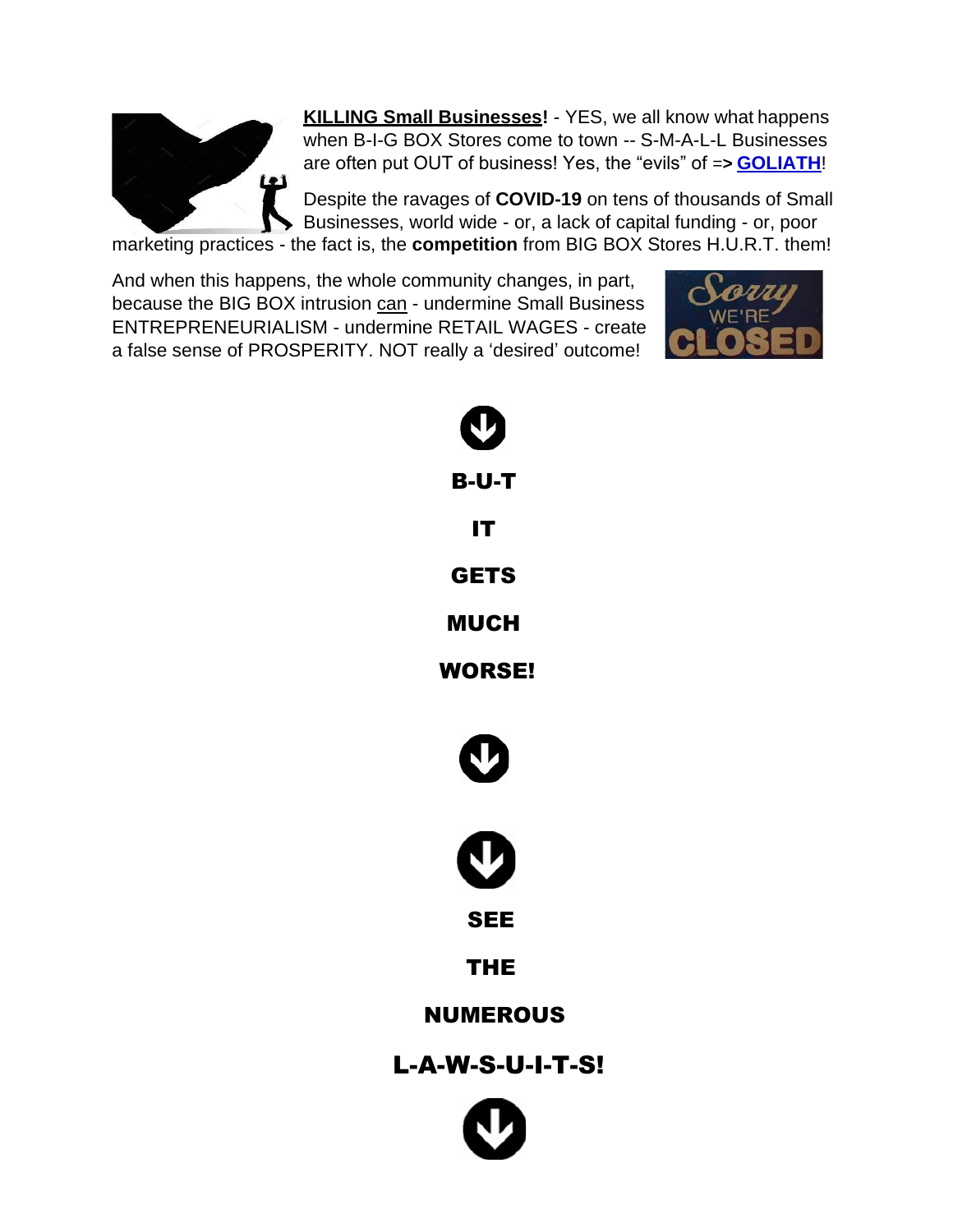**KILLING Small Businesses!** - YES, we all know what happens when B-I-G BOX Stores come to town -- S-M-A-L-L Businesses are often put OUT of business! Yes, the "evils" of => **GOLIATH**!

Despite the ravages of **COVID-19** on tens of thousands of Small Businesses, world wide - or, a lack of capital funding - or, poor marketing practices - the fact is, the **competition** from BIG BOX Stores H.U.R.T. them!

And when this happens, the whole community changes, in part, because the BIG BOX intrusion can - undermine Small Business ENTREPRENEURIALISM - undermine RETAIL WAGES - create a false sense of PROSPERITY. NOT really a 'desired' outcome!

**B-U-T**

**IT**

**GETS**

**MUCH**

**WORSE!**

**SEE**

**THE**

**NUMEROUS**

**L-A-W-S-U-I-T-S!**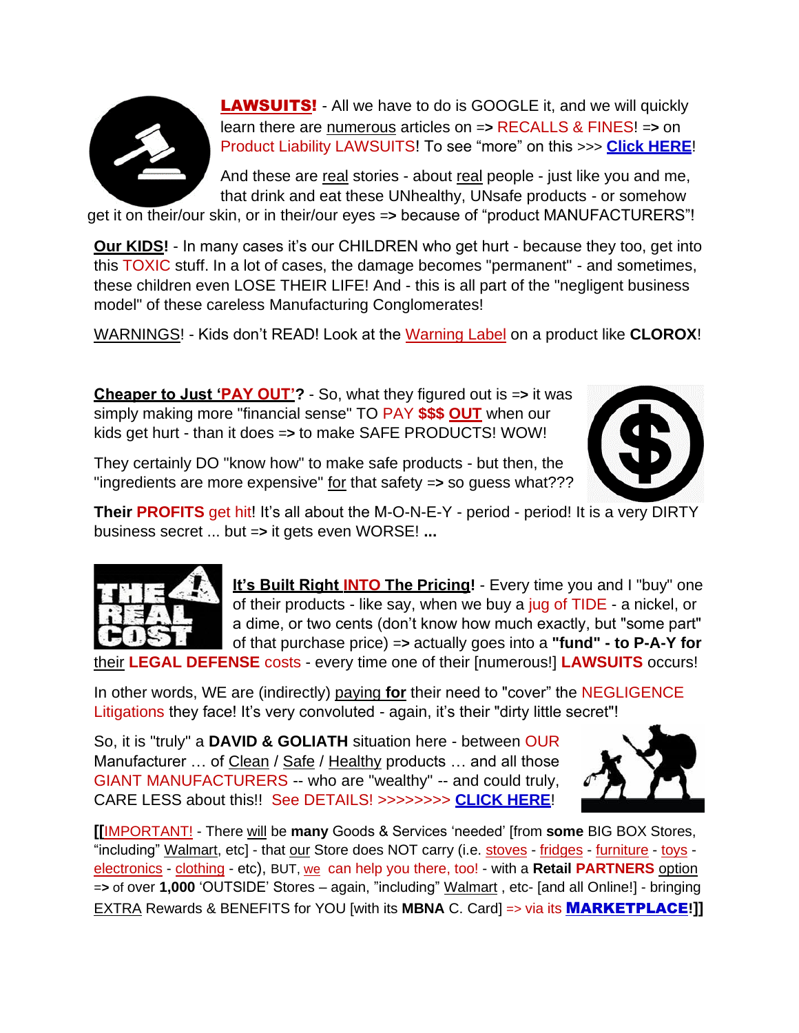**LAWSUITS!** - All we have to do is GOOGLE it, and we will quickly learn there are numerous articles on => RECALLS & FINES! => on Product Liability LAWSUITS! To see "more" on this >>> **Click HERE**!

And these are real stories - about real people - just like you and me, that drink and eat these UNhealthy, UNsafe products - or somehow get it on their/our skin, or in their/our eyes => because of "product MANUFACTURERS"!

**Our KIDS!** - In many cases it's our CHILDREN who get hurt - because they too, get into this TOXIC stuff. In a lot of cases, the damage becomes "permanent" - and sometimes, these children even LOSE THEIR LIFE! And - this is all part of the "negligent business model" of these careless Manufacturing Conglomerates!

WARNINGS! - Kids don't READ! Look at the Warning Label on a product like **CLOROX**!

**Cheaper to Just 'PAY OUT'?** - So, what they figured out is => it was simply making more "financial sense" TO PAY **$$$ OUT** when our kids get hurt - than it does => to make SAFE PRODUCTS! WOW!

They certainly DO "know how" to make safe products - but then, the "ingredients are more expensive" for that safety => so guess what???

**Their PROFITS** get hit! It's all about the M-O-N-E-Y - period - period! It is a very DIRTY business secret ... but => it gets even WORSE! **...**

**It's Built Right INTO The Pricing!** - Every time you and I "buy" one of their products - like say, when we buy a jug of TIDE - a nickel, or a dime, or two cents (don't know how much exactly, but "some part" of that purchase price) => actually goes into a **"fund" - to P-A-Y for** their **LEGAL DEFENSE** costs - every time one of their [numerous!] **LAWSUITS** occurs!

In other words, WE are (indirectly) paying **for** their need to "cover" the NEGLIGENCE Litigations they face! It's very convoluted - again, it's their "dirty little secret"!

So, it is "truly" a **DAVID & GOLIATH** situation here - between OUR Manufacturer … of Clean / Safe / Healthy products … and all those GIANT MANUFACTURERS -- who are "wealthy" -- and could truly, CARE LESS about this!! See DETAILS! >>>>>>>> **CLICK HERE**!

**[[**IMPORTANT! - There will be **many** Goods & Services 'needed' [from **some** BIG BOX Stores, "including" Walmart, etc] - that our Store does NOT carry (i.e. stoves - fridges - furniture - toys - electronics - clothing - etc), BUT, we can help you there, too! - with a **Retail PARTNERS** option => of over **1,000** 'OUTSIDE' Stores – again, "including" Walmart , etc- [and all Online!] - bringing EXTRA Rewards & BENEFITS for YOU [with its **MBNA** C. Card] => via its **MARKETPLACE!]]**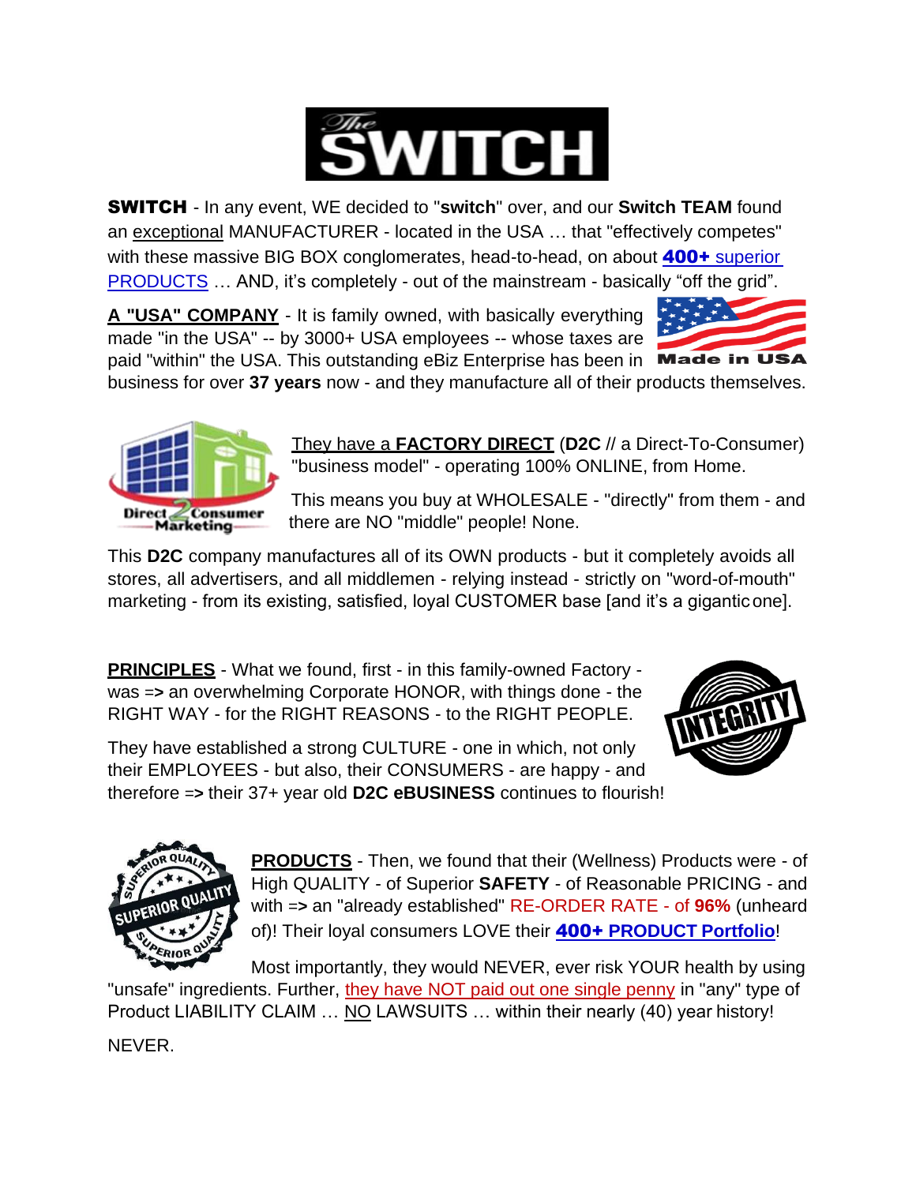# The SWITCH

**SWITCH** - In any event, WE decided to "**switch**" over, and our **Switch TEAM** found an exceptional MANUFACTURER - located in the USA … that "effectively competes" with these massive BIG BOX conglomerates, head-to-head, on about **400+** superior PRODUCTS … AND, it's completely - out of the mainstream - basically "off the grid".

**A "USA" COMPANY** - It is family owned, with basically everything made "in the USA" -- by 3000+ USA employees -- whose taxes are paid "within" the USA. This outstanding eBiz Enterprise has been in business for over **37 years** now - and they manufacture all of their products themselves.

Made in USA

They have a **FACTORY DIRECT** (**D2C** // a Direct-To-Consumer) "business model" - operating 100% ONLINE, from Home.

This means you buy at WHOLESALE - "directly" from them - and there are NO "middle" people! None.

Direct 2 Consumer Marketing

This **D2C** company manufactures all of its OWN products - but it completely avoids all stores, all advertisers, and all middlemen - relying instead - strictly on "word-of-mouth" marketing - from its existing, satisfied, loyal CUSTOMER base [and it's a gigantic one].

**PRINCIPLES** - What we found, first - in this family-owned Factory - was => an overwhelming Corporate HONOR, with things done - the RIGHT WAY - for the RIGHT REASONS - to the RIGHT PEOPLE.

They have established a strong CULTURE - one in which, not only their EMPLOYEES - but also, their CONSUMERS - are happy - and therefore => their 37+ year old **D2C eBUSINESS** continues to flourish!

INTEGRITY

SUPERIOR QUALITY

**PRODUCTS** - Then, we found that their (Wellness) Products were - of High QUALITY - of Superior **SAFETY** - of Reasonable PRICING - and with => an "already established" RE-ORDER RATE - of **96%** (unheard of)! Their loyal consumers LOVE their **400+ PRODUCT Portfolio**!

Most importantly, they would NEVER, ever risk YOUR health by using "unsafe" ingredients. Further, they have NOT paid out one single penny in "any" type of Product LIABILITY CLAIM … NO LAWSUITS … within their nearly (40) year history!

NEVER.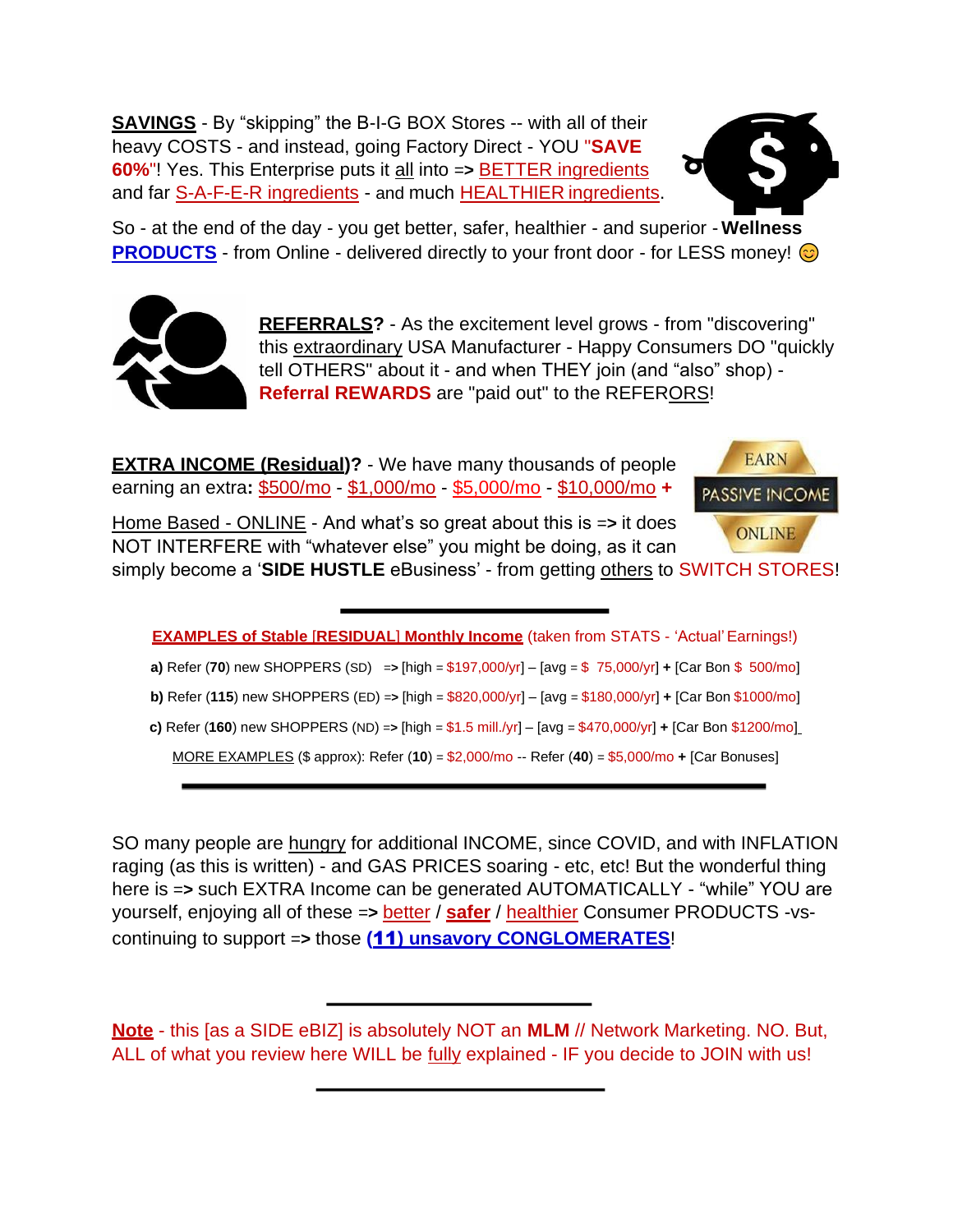**SAVINGS** - By "skipping" the B-I-G BOX Stores -- with all of their heavy COSTS - and instead, going Factory Direct - YOU "**SAVE 60%**"! Yes. This Enterprise puts it all into => BETTER ingredients and far S-A-F-E-R ingredients - and much HEALTHIER ingredients.

So - at the end of the day - you get better, safer, healthier - and superior - **Wellness PRODUCTS** - from Online - delivered directly to your front door - for LESS money! 😊

**REFERRALS?** - As the excitement level grows - from "discovering" this extraordinary USA Manufacturer - Happy Consumers DO "quickly tell OTHERS" about it - and when THEY join (and "also" shop) - **Referral REWARDS** are "paid out" to the REFERORS!

**EXTRA INCOME (Residual)?** - We have many thousands of people earning an extra**:** $500/mo - $1,000/mo - $5,000/mo - $10,000/mo **+**

Home Based - ONLINE - And what's so great about this is => it does NOT INTERFERE with "whatever else" you might be doing, as it can simply become a '**SIDE HUSTLE** eBusiness' - from getting others to SWITCH STORES!

---

**EXAMPLES of Stable [RESIDUAL] Monthly Income** (taken from STATS - 'Actual' Earnings!)

**a)** Refer (**70**) new SHOPPERS (SD) => [high = $197,000/yr] – [avg = $ 75,000/yr] **+** [Car Bon $ 500/mo]

**b)** Refer (**115**) new SHOPPERS (ED) => [high = $820,000/yr] – [avg = $180,000/yr] **+** [Car Bon $1000/mo]

**c)** Refer (**160**) new SHOPPERS (ND) => [high = $1.5 mill./yr] – [avg = $470,000/yr] **+** [Car Bon $1200/mo]

MORE EXAMPLES ($ approx): Refer (**10**) = $2,000/mo -- Refer (**40**) = $5,000/mo **+** [Car Bonuses]

---

SO many people are hungry for additional INCOME, since COVID, and with INFLATION raging (as this is written) - and GAS PRICES soaring - etc, etc! But the wonderful thing here is => such EXTRA Income can be generated AUTOMATICALLY - "while" YOU are yourself, enjoying all of these => better / **safer** / healthier Consumer PRODUCTS -vs- continuing to support => those **(11) unsavory CONGLOMERATES**!

---

**Note** - this [as a SIDE eBIZ] is absolutely NOT an **MLM** // Network Marketing. NO. But, ALL of what you review here WILL be fully explained - IF you decide to JOIN with us!

---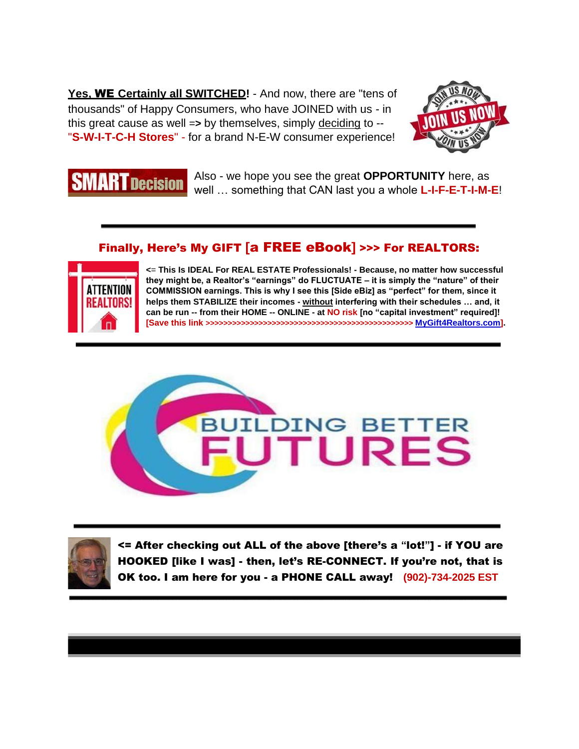**Yes, WE Certainly all SWITCHED!** - And now, there are "tens of thousands" of Happy Consumers, who have JOINED with us - in this great cause as well => by themselves, simply deciding to -- "**S-W-I-T-C-H Stores**" - for a brand N-E-W consumer experience!

Also - we hope you see the great **OPPORTUNITY** here, as well … something that CAN last you a whole **L-I-F-E-T-I-M-E**!

---

## Finally, Here's My GIFT [a FREE eBook] >>> For REALTORS:

**<= This Is IDEAL For REAL ESTATE Professionals! - Because, no matter how successful they might be, a Realtor's "earnings" do FLUCTUATE – it is simply the "nature" of their COMMISSION earnings. This is why I see this [Side eBiz] as "perfect" for them, since it helps them STABILIZE their incomes - without interfering with their schedules … and, it can be run -- from their HOME -- ONLINE - at NO risk [no "capital investment" required]! [Save this link >>>>>>>>>>>>>>>>>>>>>>>>>>>>>>>>>>>>>>>>>>>>>>>>>> MyGift4Realtors.com].**

---

BUILDING BETTER FUTURES

---

**<= After checking out ALL of the above [there's a "lot!"] - if YOU are HOOKED [like I was] - then, let's RE-CONNECT. If you're not, that is OK too. I am here for you - a PHONE CALL away! (902)-734-2025 EST**